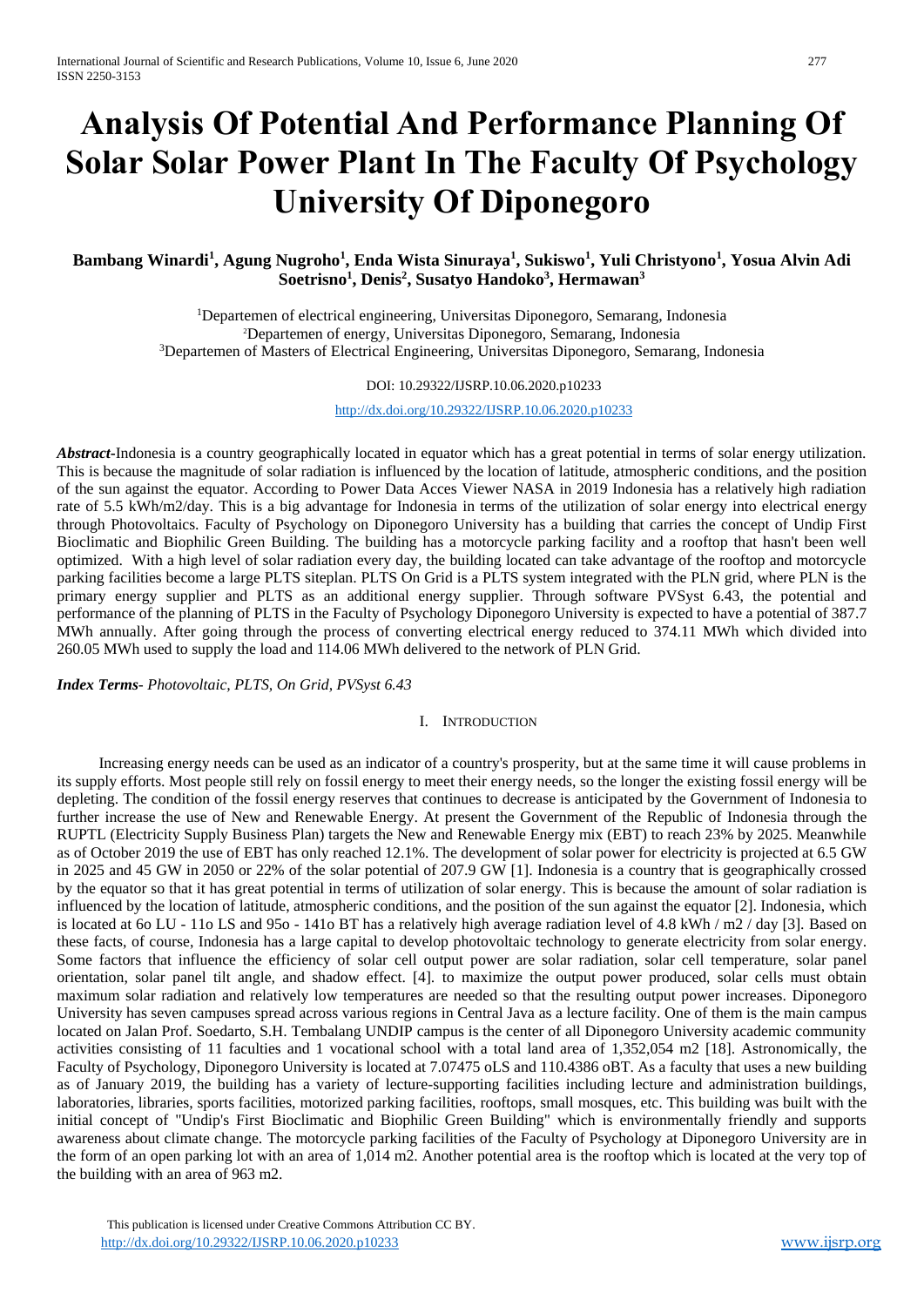# Analysis Of Potential And Performance Planning Of Solar Solar Power Plant In The Faculty Of Psychology University Of Diponegoro

**Bambang Winardi[1], Agung Nugroho[1], Enda Wista Sinuraya[1], Sukiswo[1], Yuli Christyono[1], Yosua Alvin Adi Soetrisno[1], Denis[2], Susatyo Handoko[3], Hermawan[3]**

[1]Departemen of electrical engineering, Universitas Diponegoro, Semarang, Indonesia
[2]Departemen of energy, Universitas Diponegoro, Semarang, Indonesia
[3]Departemen of Masters of Electrical Engineering, Universitas Diponegoro, Semarang, Indonesia

DOI: 10.29322/IJSRP.10.06.2020.p10233

http://dx.doi.org/10.29322/IJSRP.10.06.2020.p10233

***Abstract***-Indonesia is a country geographically located in equator which has a great potential in terms of solar energy utilization. This is because the magnitude of solar radiation is influenced by the location of latitude, atmospheric conditions, and the position of the sun against the equator. According to Power Data Acces Viewer NASA in 2019 Indonesia has a relatively high radiation rate of 5.5 kWh/m2/day. This is a big advantage for Indonesia in terms of the utilization of solar energy into electrical energy through Photovoltaics. Faculty of Psychology on Diponegoro University has a building that carries the concept of Undip First Bioclimatic and Biophilic Green Building. The building has a motorcycle parking facility and a rooftop that hasn't been well optimized. With a high level of solar radiation every day, the building located can take advantage of the rooftop and motorcycle parking facilities become a large PLTS siteplan. PLTS On Grid is a PLTS system integrated with the PLN grid, where PLN is the primary energy supplier and PLTS as an additional energy supplier. Through software PVSyst 6.43, the potential and performance of the planning of PLTS in the Faculty of Psychology Diponegoro University is expected to have a potential of 387.7 MWh annually. After going through the process of converting electrical energy reduced to 374.11 MWh which divided into 260.05 MWh used to supply the load and 114.06 MWh delivered to the network of PLN Grid.

***Index Terms****- Photovoltaic, PLTS, On Grid, PVSyst 6.43*

## I. Introduction

Increasing energy needs can be used as an indicator of a country's prosperity, but at the same time it will cause problems in its supply efforts. Most people still rely on fossil energy to meet their energy needs, so the longer the existing fossil energy will be depleting. The condition of the fossil energy reserves that continues to decrease is anticipated by the Government of Indonesia to further increase the use of New and Renewable Energy. At present the Government of the Republic of Indonesia through the RUPTL (Electricity Supply Business Plan) targets the New and Renewable Energy mix (EBT) to reach 23% by 2025. Meanwhile as of October 2019 the use of EBT has only reached 12.1%. The development of solar power for electricity is projected at 6.5 GW in 2025 and 45 GW in 2050 or 22% of the solar potential of 207.9 GW [1]. Indonesia is a country that is geographically crossed by the equator so that it has great potential in terms of utilization of solar energy. This is because the amount of solar radiation is influenced by the location of latitude, atmospheric conditions, and the position of the sun against the equator [2]. Indonesia, which is located at 6o LU - 11o LS and 95o - 141o BT has a relatively high average radiation level of 4.8 kWh / m2 / day [3]. Based on these facts, of course, Indonesia has a large capital to develop photovoltaic technology to generate electricity from solar energy. Some factors that influence the efficiency of solar cell output power are solar radiation, solar cell temperature, solar panel orientation, solar panel tilt angle, and shadow effect. [4]. to maximize the output power produced, solar cells must obtain maximum solar radiation and relatively low temperatures are needed so that the resulting output power increases. Diponegoro University has seven campuses spread across various regions in Central Java as a lecture facility. One of them is the main campus located on Jalan Prof. Soedarto, S.H. Tembalang UNDIP campus is the center of all Diponegoro University academic community activities consisting of 11 faculties and 1 vocational school with a total land area of 1,352,054 m2 [18]. Astronomically, the Faculty of Psychology, Diponegoro University is located at 7.07475 oLS and 110.4386 oBT. As a faculty that uses a new building as of January 2019, the building has a variety of lecture-supporting facilities including lecture and administration buildings, laboratories, libraries, sports facilities, motorized parking facilities, rooftops, small mosques, etc. This building was built with the initial concept of "Undip's First Bioclimatic and Biophilic Green Building" which is environmentally friendly and supports awareness about climate change. The motorcycle parking facilities of the Faculty of Psychology at Diponegoro University are in the form of an open parking lot with an area of 1,014 m2. Another potential area is the rooftop which is located at the very top of the building with an area of 963 m2.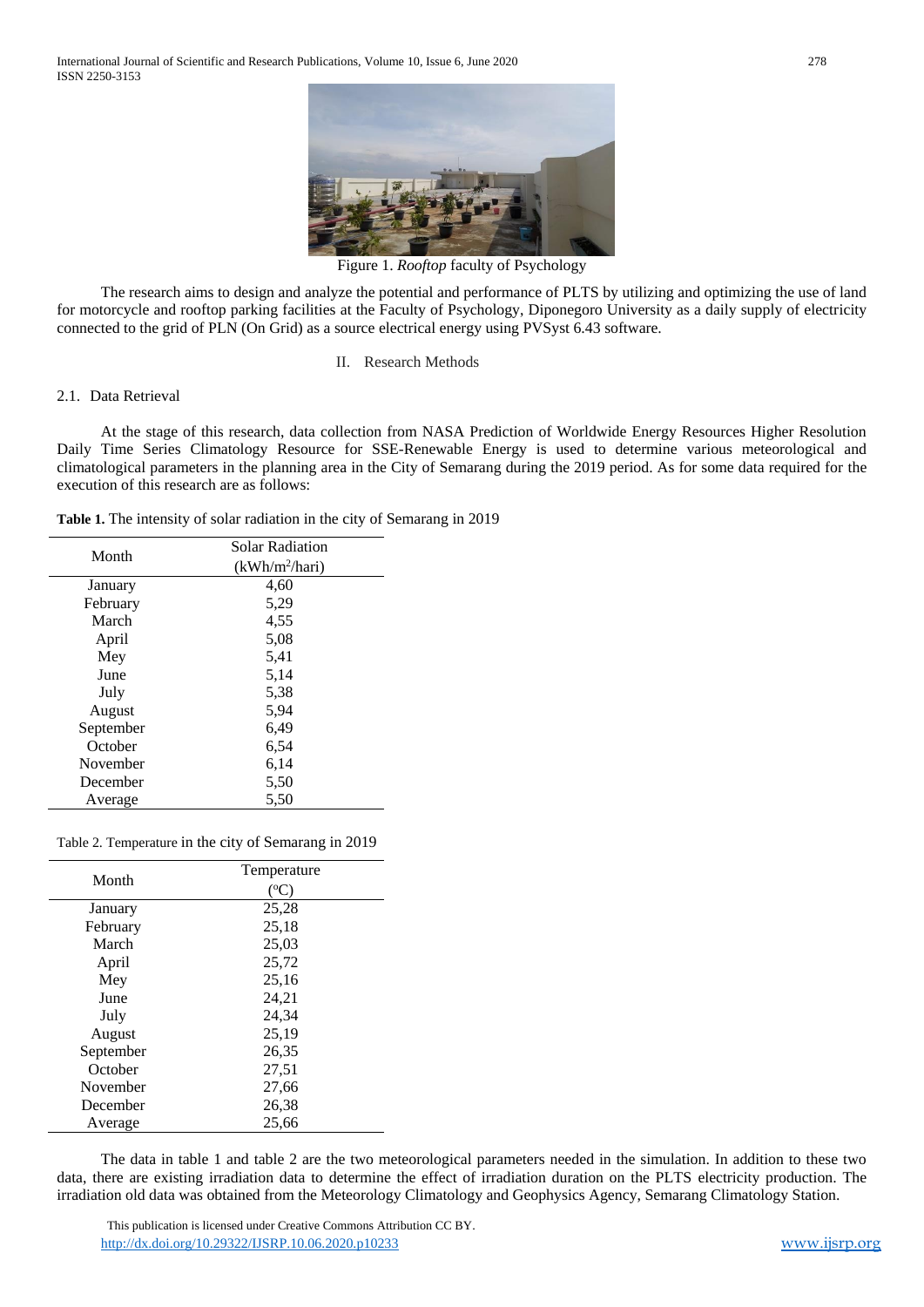Figure 1. *Rooftop* faculty of Psychology

The research aims to design and analyze the potential and performance of PLTS by utilizing and optimizing the use of land for motorcycle and rooftop parking facilities at the Faculty of Psychology, Diponegoro University as a daily supply of electricity connected to the grid of PLN (On Grid) as a source electrical energy using PVSyst 6.43 software.

## II. Research Methods

### 2.1. Data Retrieval

At the stage of this research, data collection from NASA Prediction of Worldwide Energy Resources Higher Resolution Daily Time Series Climatology Resource for SSE-Renewable Energy is used to determine various meteorological and climatological parameters in the planning area in the City of Semarang during the 2019 period. As for some data required for the execution of this research are as follows:

**Table 1.** The intensity of solar radiation in the city of Semarang in 2019

| Month | Solar Radiation ($kWh/m^2/hari$) |
|---|---|
| January | 4,60 |
| February | 5,29 |
| March | 4,55 |
| April | 5,08 |
| Mey | 5,41 |
| June | 5,14 |
| July | 5,38 |
| August | 5,94 |
| September | 6,49 |
| October | 6,54 |
| November | 6,14 |
| December | 5,50 |
| Average | 5,50 |

Table 2. Temperature in the city of Semarang in 2019

| Month | Temperature ($^oC$) |
|---|---|
| January | 25,28 |
| February | 25,18 |
| March | 25,03 |
| April | 25,72 |
| Mey | 25,16 |
| June | 24,21 |
| July | 24,34 |
| August | 25,19 |
| September | 26,35 |
| October | 27,51 |
| November | 27,66 |
| December | 26,38 |
| Average | 25,66 |

The data in table 1 and table 2 are the two meteorological parameters needed in the simulation. In addition to these two data, there are existing irradiation data to determine the effect of irradiation duration on the PLTS electricity production. The irradiation old data was obtained from the Meteorology Climatology and Geophysics Agency, Semarang Climatology Station.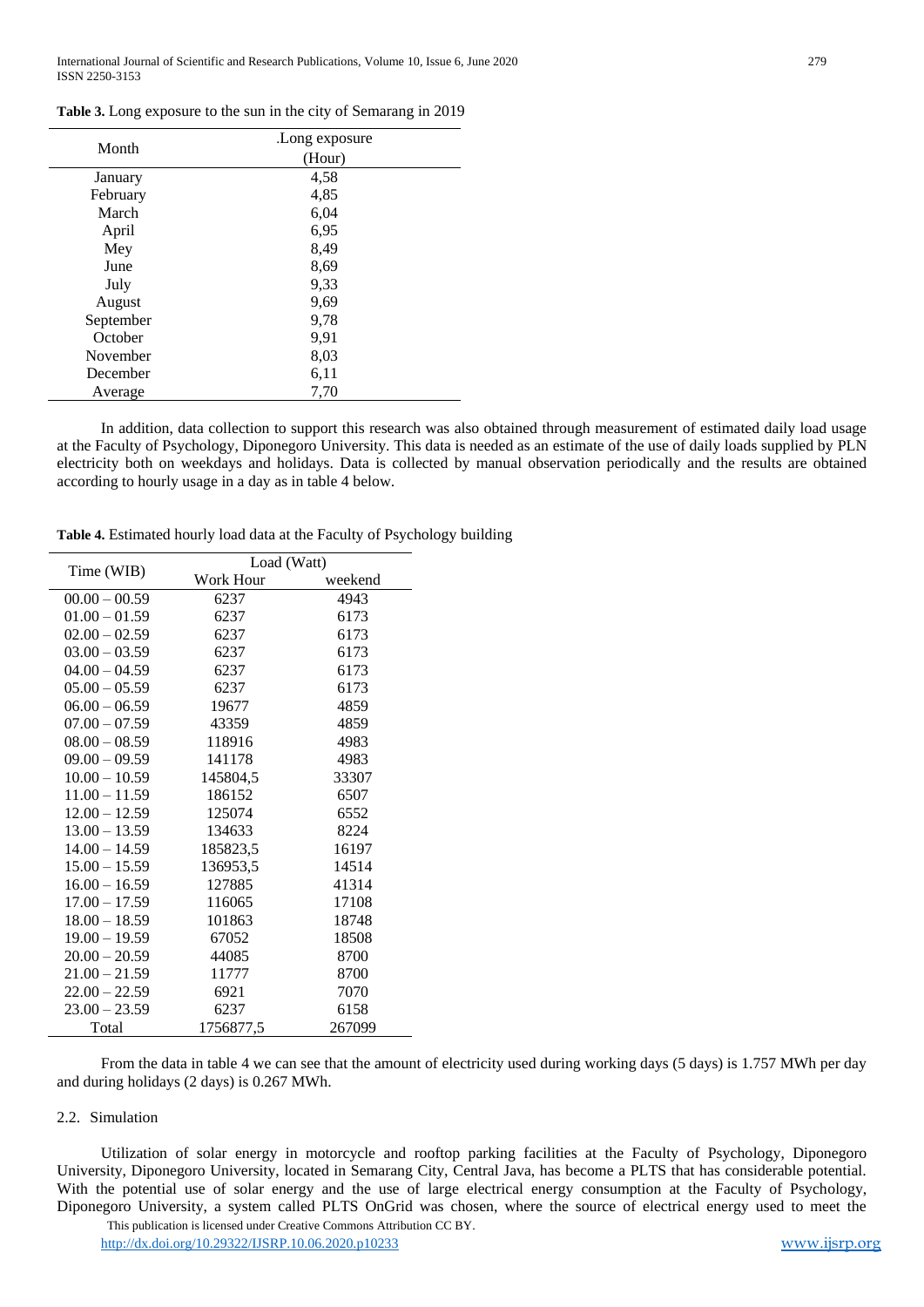**Table 3.** Long exposure to the sun in the city of Semarang in 2019

| Month | .Long exposure (Hour) |
|---|---|
| January | 4,58 |
| February | 4,85 |
| March | 6,04 |
| April | 6,95 |
| Mey | 8,49 |
| June | 8,69 |
| July | 9,33 |
| August | 9,69 |
| September | 9,78 |
| October | 9,91 |
| November | 8,03 |
| December | 6,11 |
| Average | 7,70 |

In addition, data collection to support this research was also obtained through measurement of estimated daily load usage at the Faculty of Psychology, Diponegoro University. This data is needed as an estimate of the use of daily loads supplied by PLN electricity both on weekdays and holidays. Data is collected by manual observation periodically and the results are obtained according to hourly usage in a day as in table 4 below.

**Table 4.** Estimated hourly load data at the Faculty of Psychology building

| Time (WIB) | Load (Watt) | |
|---|---|---|
| | Work Hour | weekend |
| 00.00 – 00.59 | 6237 | 4943 |
| 01.00 – 01.59 | 6237 | 6173 |
| 02.00 – 02.59 | 6237 | 6173 |
| 03.00 – 03.59 | 6237 | 6173 |
| 04.00 – 04.59 | 6237 | 6173 |
| 05.00 – 05.59 | 6237 | 6173 |
| 06.00 – 06.59 | 19677 | 4859 |
| 07.00 – 07.59 | 43359 | 4859 |
| 08.00 – 08.59 | 118916 | 4983 |
| 09.00 – 09.59 | 141178 | 4983 |
| 10.00 – 10.59 | 145804,5 | 33307 |
| 11.00 – 11.59 | 186152 | 6507 |
| 12.00 – 12.59 | 125074 | 6552 |
| 13.00 – 13.59 | 134633 | 8224 |
| 14.00 – 14.59 | 185823,5 | 16197 |
| 15.00 – 15.59 | 136953,5 | 14514 |
| 16.00 – 16.59 | 127885 | 41314 |
| 17.00 – 17.59 | 116065 | 17108 |
| 18.00 – 18.59 | 101863 | 18748 |
| 19.00 – 19.59 | 67052 | 18508 |
| 20.00 – 20.59 | 44085 | 8700 |
| 21.00 – 21.59 | 11777 | 8700 |
| 22.00 – 22.59 | 6921 | 7070 |
| 23.00 – 23.59 | 6237 | 6158 |
| Total | 1756877,5 | 267099 |

From the data in table 4 we can see that the amount of electricity used during working days (5 days) is 1.757 MWh per day and during holidays (2 days) is 0.267 MWh.

### 2.2. Simulation

Utilization of solar energy in motorcycle and rooftop parking facilities at the Faculty of Psychology, Diponegoro University, Diponegoro University, located in Semarang City, Central Java, has become a PLTS that has considerable potential. With the potential use of solar energy and the use of large electrical energy consumption at the Faculty of Psychology, Diponegoro University, a system called PLTS OnGrid was chosen, where the source of electrical energy used to meet the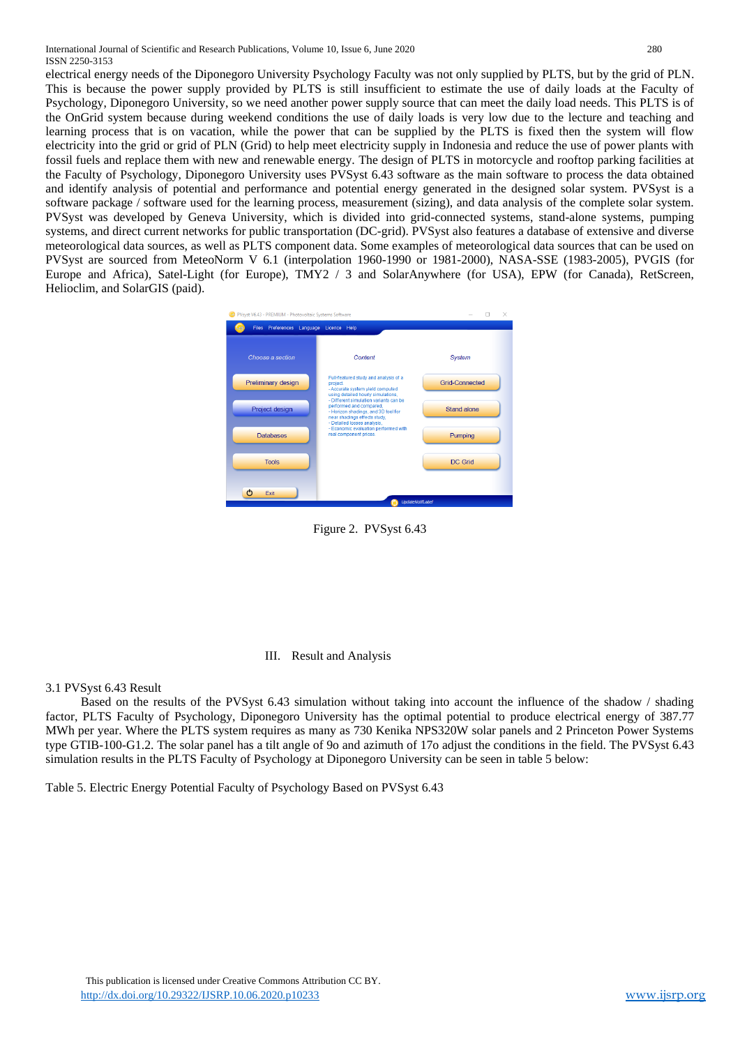electrical energy needs of the Diponegoro University Psychology Faculty was not only supplied by PLTS, but by the grid of PLN. This is because the power supply provided by PLTS is still insufficient to estimate the use of daily loads at the Faculty of Psychology, Diponegoro University, so we need another power supply source that can meet the daily load needs. This PLTS is of the OnGrid system because during weekend conditions the use of daily loads is very low due to the lecture and teaching and learning process that is on vacation, while the power that can be supplied by the PLTS is fixed then the system will flow electricity into the grid or grid of PLN (Grid) to help meet electricity supply in Indonesia and reduce the use of power plants with fossil fuels and replace them with new and renewable energy. The design of PLTS in motorcycle and rooftop parking facilities at the Faculty of Psychology, Diponegoro University uses PVSyst 6.43 software as the main software to process the data obtained and identify analysis of potential and performance and potential energy generated in the designed solar system. PVSyst is a software package / software used for the learning process, measurement (sizing), and data analysis of the complete solar system. PVSyst was developed by Geneva University, which is divided into grid-connected systems, stand-alone systems, pumping systems, and direct current networks for public transportation (DC-grid). PVSyst also features a database of extensive and diverse meteorological data sources, as well as PLTS component data. Some examples of meteorological data sources that can be used on PVSyst are sourced from MeteoNorm V 6.1 (interpolation 1960-1990 or 1981-2000), NASA-SSE (1983-2005), PVGIS (for Europe and Africa), Satel-Light (for Europe), TMY2 / 3 and SolarAnywhere (for USA), EPW (for Canada), RetScreen, Helioclim, and SolarGIS (paid).

Figure 2. PVSyst 6.43

## III. Result and Analysis

### 3.1 PVSyst 6.43 Result

Based on the results of the PVSyst 6.43 simulation without taking into account the influence of the shadow / shading factor, PLTS Faculty of Psychology, Diponegoro University has the optimal potential to produce electrical energy of 387.77 MWh per year. Where the PLTS system requires as many as 730 Kenika NPS320W solar panels and 2 Princeton Power Systems type GTIB-100-G1.2. The solar panel has a tilt angle of 9o and azimuth of 17o adjust the conditions in the field. The PVSyst 6.43 simulation results in the PLTS Faculty of Psychology at Diponegoro University can be seen in table 5 below:

Table 5. Electric Energy Potential Faculty of Psychology Based on PVSyst 6.43

This publication is licensed under Creative Commons Attribution CC BY.
http://dx.doi.org/10.29322/IJSRP.10.06.2020.p10233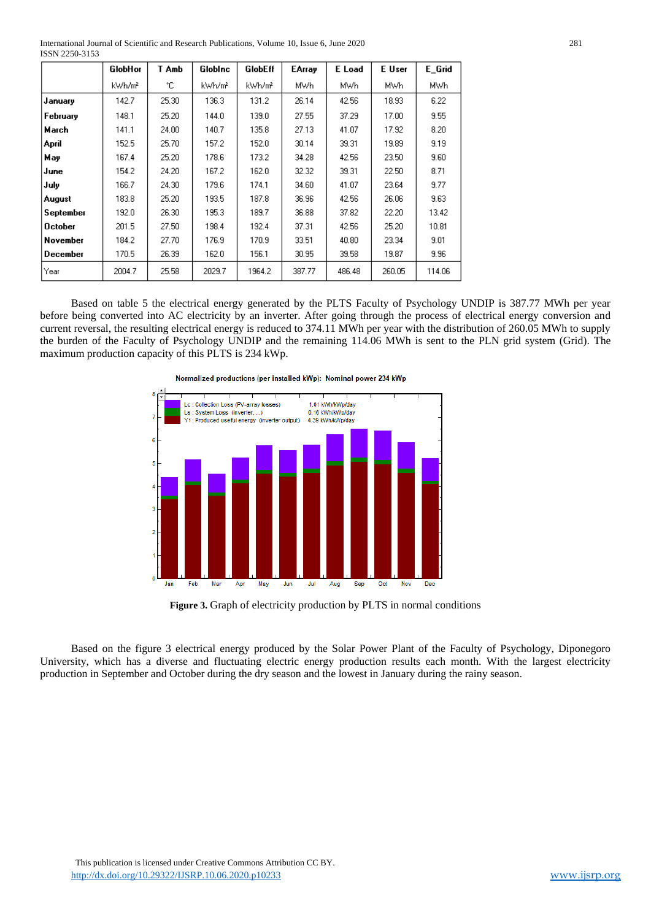| | GlobHor | T Amb | GlobInc | GlobEff | EArray | E Load | E User | E_Grid |
|---|---|---|---|---|---|---|---|---|
| | kWh/m² | °C | kWh/m² | kWh/m² | MWh | MWh | MWh | MWh |
| **January** | 142.7 | 25.30 | 136.3 | 131.2 | 26.14 | 42.56 | 18.93 | 6.22 |
| **February** | 148.1 | 25.20 | 144.0 | 139.0 | 27.55 | 37.29 | 17.00 | 9.55 |
| **March** | 141.1 | 24.00 | 140.7 | 135.8 | 27.13 | 41.07 | 17.92 | 8.20 |
| **April** | 152.5 | 25.70 | 157.2 | 152.0 | 30.14 | 39.31 | 19.89 | 9.19 |
| **May** | 167.4 | 25.20 | 178.6 | 173.2 | 34.28 | 42.56 | 23.50 | 9.60 |
| **June** | 154.2 | 24.20 | 167.2 | 162.0 | 32.32 | 39.31 | 22.50 | 8.71 |
| **July** | 166.7 | 24.30 | 179.6 | 174.1 | 34.60 | 41.07 | 23.64 | 9.77 |
| **August** | 183.8 | 25.20 | 193.5 | 187.8 | 36.96 | 42.56 | 26.06 | 9.63 |
| **September** | 192.0 | 26.30 | 195.3 | 189.7 | 36.88 | 37.82 | 22.20 | 13.42 |
| **October** | 201.5 | 27.50 | 198.4 | 192.4 | 37.31 | 42.56 | 25.20 | 10.81 |
| **November** | 184.2 | 27.70 | 176.9 | 170.9 | 33.51 | 40.80 | 23.34 | 9.01 |
| **December** | 170.5 | 26.39 | 162.0 | 156.1 | 30.95 | 39.58 | 19.87 | 9.96 |
| Year | 2004.7 | 25.58 | 2029.7 | 1964.2 | 387.77 | 486.48 | 260.05 | 114.06 |

Based on table 5 the electrical energy generated by the PLTS Faculty of Psychology UNDIP is 387.77 MWh per year before being converted into AC electricity by an inverter. After going through the process of electrical energy conversion and current reversal, the resulting electrical energy is reduced to 374.11 MWh per year with the distribution of 260.05 MWh to supply the burden of the Faculty of Psychology UNDIP and the remaining 114.06 MWh is sent to the PLN grid system (Grid). The maximum production capacity of this PLTS is 234 kWp.

Normalized productions (per installed kWp): Nominal power 234 kWp

Lc : Collection Loss (PV-array losses) 1.01 kWh/kWp/day
Ls : System Loss (inverter, ...) 0.16 kWh/kWp/day
Yf : Produced useful energy (inverter output) 4.39 kWh/kWp/day

0 1 2 3 4 5 6 7 8

Jan Feb Mar Apr May Jun Jul Aug Sep Oct Nov Dec

**Figure 3.** Graph of electricity production by PLTS in normal conditions

Based on the figure 3 electrical energy produced by the Solar Power Plant of the Faculty of Psychology, Diponegoro University, which has a diverse and fluctuating electric energy production results each month. With the largest electricity production in September and October during the dry season and the lowest in January during the rainy season.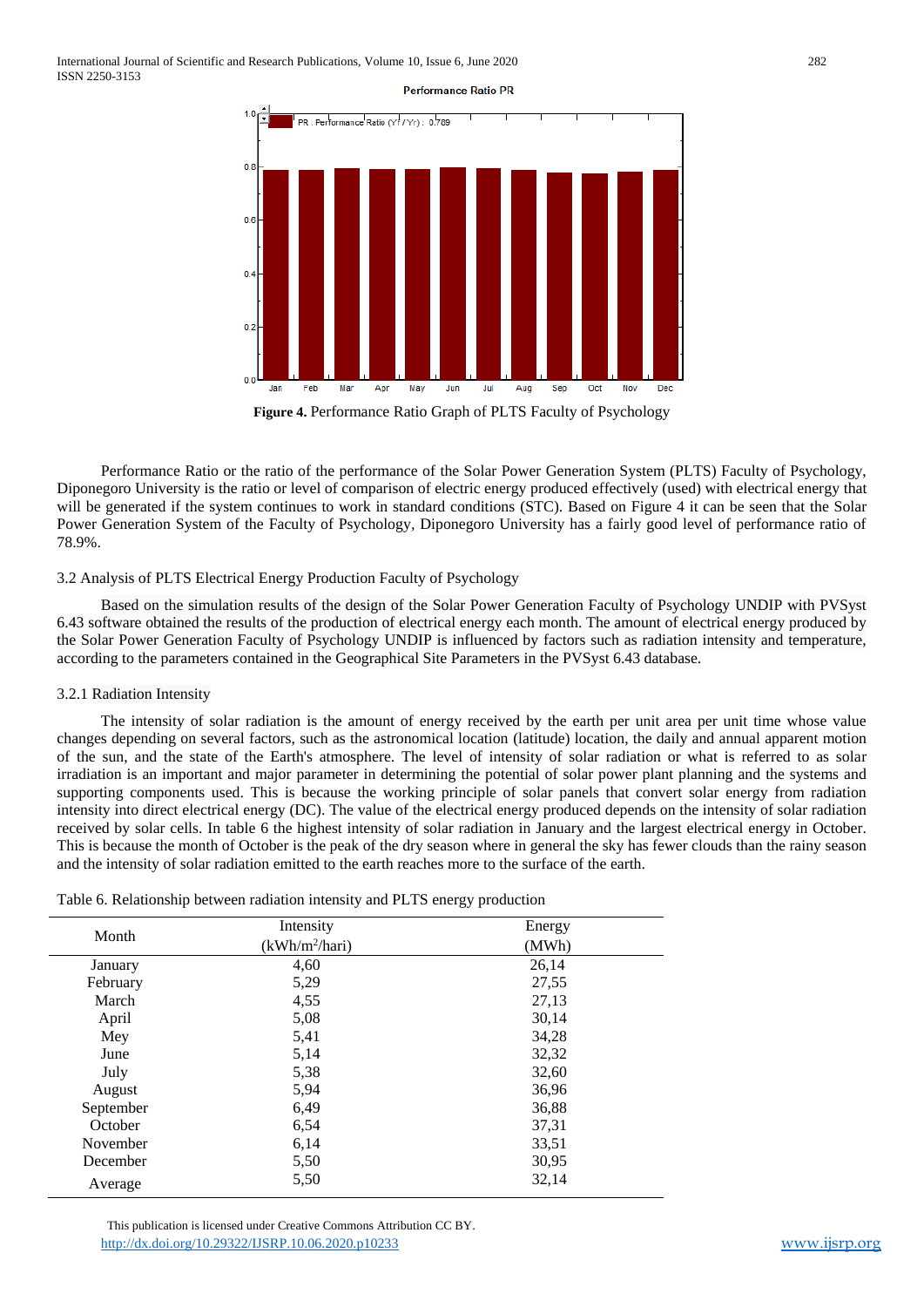Performance Ratio PR

PR : Performance Ratio (Yf / Yr) : 0.789

1.0
0.8
0.6
0.4
0.2
0.0

Jan Feb Mar Apr May Jun Jul Aug Sep Oct Nov Dec

**Figure 4.** Performance Ratio Graph of PLTS Faculty of Psychology

Performance Ratio or the ratio of the performance of the Solar Power Generation System (PLTS) Faculty of Psychology, Diponegoro University is the ratio or level of comparison of electric energy produced effectively (used) with electrical energy that will be generated if the system continues to work in standard conditions (STC). Based on Figure 4 it can be seen that the Solar Power Generation System of the Faculty of Psychology, Diponegoro University has a fairly good level of performance ratio of 78.9%.

### 3.2 Analysis of PLTS Electrical Energy Production Faculty of Psychology

Based on the simulation results of the design of the Solar Power Generation Faculty of Psychology UNDIP with PVSyst 6.43 software obtained the results of the production of electrical energy each month. The amount of electrical energy produced by the Solar Power Generation Faculty of Psychology UNDIP is influenced by factors such as radiation intensity and temperature, according to the parameters contained in the Geographical Site Parameters in the PVSyst 6.43 database.

#### 3.2.1 Radiation Intensity

The intensity of solar radiation is the amount of energy received by the earth per unit area per unit time whose value changes depending on several factors, such as the astronomical location (latitude) location, the daily and annual apparent motion of the sun, and the state of the Earth's atmosphere. The level of intensity of solar radiation or what is referred to as solar irradiation is an important and major parameter in determining the potential of solar power plant planning and the systems and supporting components used. This is because the working principle of solar panels that convert solar energy from radiation intensity into direct electrical energy (DC). The value of the electrical energy produced depends on the intensity of solar radiation received by solar cells. In table 6 the highest intensity of solar radiation in January and the largest electrical energy in October. This is because the month of October is the peak of the dry season where in general the sky has fewer clouds than the rainy season and the intensity of solar radiation emitted to the earth reaches more to the surface of the earth.

Table 6. Relationship between radiation intensity and PLTS energy production

| Month | Intensity ($kWh/m^2$/hari) | Energy (MWh) |
|---|---|---|
| January | 4,60 | 26,14 |
| February | 5,29 | 27,55 |
| March | 4,55 | 27,13 |
| April | 5,08 | 30,14 |
| Mey | 5,41 | 34,28 |
| June | 5,14 | 32,32 |
| July | 5,38 | 32,60 |
| August | 5,94 | 36,96 |
| September | 6,49 | 36,88 |
| October | 6,54 | 37,31 |
| November | 6,14 | 33,51 |
| December | 5,50 | 30,95 |
| Average | 5,50 | 32,14 |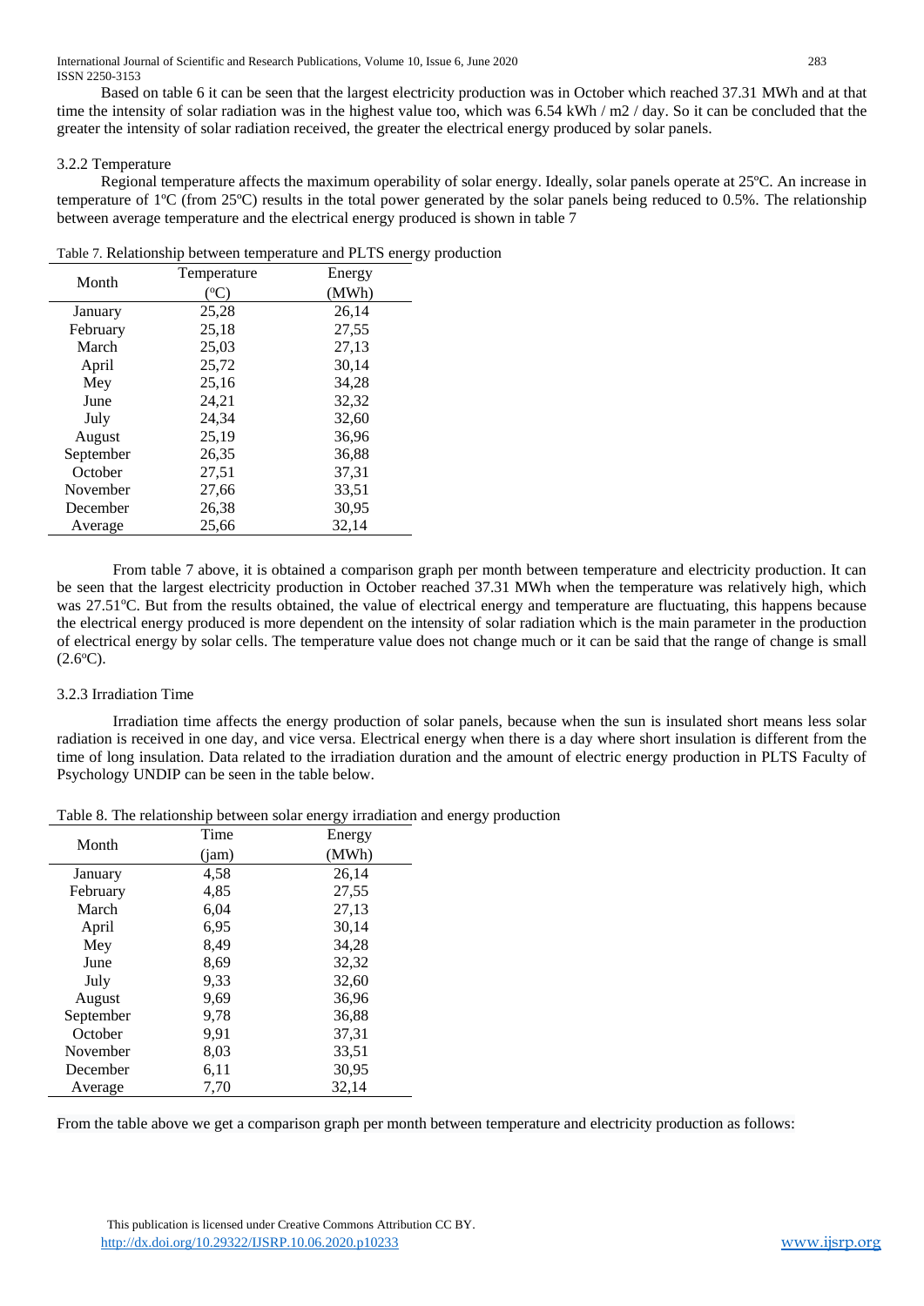Based on table 6 it can be seen that the largest electricity production was in October which reached 37.31 MWh and at that time the intensity of solar radiation was in the highest value too, which was 6.54 kWh / m2 / day. So it can be concluded that the greater the intensity of solar radiation received, the greater the electrical energy produced by solar panels.

### 3.2.2 Temperature

Regional temperature affects the maximum operability of solar energy. Ideally, solar panels operate at 25ºC. An increase in temperature of 1ºC (from 25ºC) results in the total power generated by the solar panels being reduced to 0.5%. The relationship between average temperature and the electrical energy produced is shown in table 7

Table 7. Relationship between temperature and PLTS energy production

| Month | Temperature (ºC) | Energy (MWh) |
|---|---|---|
| January | 25,28 | 26,14 |
| February | 25,18 | 27,55 |
| March | 25,03 | 27,13 |
| April | 25,72 | 30,14 |
| Mey | 25,16 | 34,28 |
| June | 24,21 | 32,32 |
| July | 24,34 | 32,60 |
| August | 25,19 | 36,96 |
| September | 26,35 | 36,88 |
| October | 27,51 | 37,31 |
| November | 27,66 | 33,51 |
| December | 26,38 | 30,95 |
| Average | 25,66 | 32,14 |

From table 7 above, it is obtained a comparison graph per month between temperature and electricity production. It can be seen that the largest electricity production in October reached 37.31 MWh when the temperature was relatively high, which was 27.51ºC. But from the results obtained, the value of electrical energy and temperature are fluctuating, this happens because the electrical energy produced is more dependent on the intensity of solar radiation which is the main parameter in the production of electrical energy by solar cells. The temperature value does not change much or it can be said that the range of change is small (2.6ºC).

### 3.2.3 Irradiation Time

Irradiation time affects the energy production of solar panels, because when the sun is insulated short means less solar radiation is received in one day, and vice versa. Electrical energy when there is a day where short insulation is different from the time of long insulation. Data related to the irradiation duration and the amount of electric energy production in PLTS Faculty of Psychology UNDIP can be seen in the table below.

Table 8. The relationship between solar energy irradiation and energy production

| Month | Time (jam) | Energy (MWh) |
|---|---|---|
| January | 4,58 | 26,14 |
| February | 4,85 | 27,55 |
| March | 6,04 | 27,13 |
| April | 6,95 | 30,14 |
| Mey | 8,49 | 34,28 |
| June | 8,69 | 32,32 |
| July | 9,33 | 32,60 |
| August | 9,69 | 36,96 |
| September | 9,78 | 36,88 |
| October | 9,91 | 37,31 |
| November | 8,03 | 33,51 |
| December | 6,11 | 30,95 |
| Average | 7,70 | 32,14 |

From the table above we get a comparison graph per month between temperature and electricity production as follows: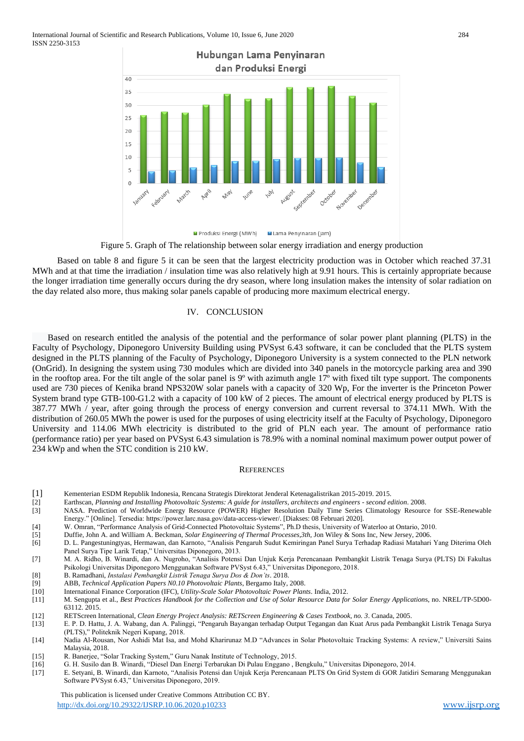Hubungan Lama Penyinaran
dan Produksi Energi

40
35
30
25
20
15
10
5
0

January February March April May June July August September October November December

Produksi Energi (MWh) Lama Penyinaran (jam)

Figure 5. Graph of The relationship between solar energy irradiation and energy production

Based on table 8 and figure 5 it can be seen that the largest electricity production was in October which reached 37.31 MWh and at that time the irradiation / insulation time was also relatively high at 9.91 hours. This is certainly appropriate because the longer irradiation time generally occurs during the dry season, where long insulation makes the intensity of solar radiation on the day related also more, thus making solar panels capable of producing more maximum electrical energy.

## IV. CONCLUSION

Based on research entitled the analysis of the potential and the performance of solar power plant planning (PLTS) in the Faculty of Psychology, Diponegoro University Building using PVSyst 6.43 software, it can be concluded that the PLTS system designed in the PLTS planning of the Faculty of Psychology, Diponegoro University is a system connected to the PLN network (OnGrid). In designing the system using 730 modules which are divided into 340 panels in the motorcycle parking area and 390 in the rooftop area. For the tilt angle of the solar panel is 9º with azimuth angle 17º with fixed tilt type support. The components used are 730 pieces of Kenika brand NPS320W solar panels with a capacity of 320 Wp, For the inverter is the Princeton Power System brand type GTB-100-G1.2 with a capacity of 100 kW of 2 pieces. The amount of electrical energy produced by PLTS is 387.77 MWh / year, after going through the process of energy conversion and current reversal to 374.11 MWh. With the distribution of 260.05 MWh the power is used for the purposes of using electricity itself at the Faculty of Psychology, Diponegoro University and 114.06 MWh electricity is distributed to the grid of PLN each year. The amount of performance ratio (performance ratio) per year based on PVSyst 6.43 simulation is 78.9% with a nominal nominal maximum power output power of 234 kWp and when the STC condition is 210 kW.

## REFERENCES

[1] Kementerian ESDM Republik Indonesia, Rencana Strategis Direktorat Jenderal Ketenagalistrikan 2015-2019. 2015.

[2] Earthscan, *Planning and Installing Photovoltaic Systems: A guide for installers, architects and engineers - second edition*. 2008.

[3] NASA. Prediction of Worldwide Energy Resource (POWER) Higher Resolution Daily Time Series Climatology Resource for SSE-Renewable Energy." [Online]. Tersedia: https://power.larc.nasa.gov/data-access-viewer/. [Diakses: 08 Februari 2020].

[4] W. Omran, "Performance Analysis of Grid-Connected Photovoltaic Systems", Ph.D thesis, University of Waterloo at Ontario, 2010.

[5] Duffie, John A. and William A. Beckman, *Solar Engineering of Thermal Processes,3th*, Jon Wiley & Sons Inc, New Jersey, 2006.

[6] D. L. Pangestuningtyas, Hermawan, dan Karnoto, "Analisis Pengaruh Sudut Kemiringan Panel Surya Terhadap Radiasi Matahari Yang Diterima Oleh Panel Surya Tipe Larik Tetap," Universitas Diponegoro, 2013.

[7] M. A. Ridho, B. Winardi, dan A. Nugroho, "Analisis Potensi Dan Unjuk Kerja Perencanaan Pembangkit Listrik Tenaga Surya (PLTS) Di Fakultas Psikologi Universitas Diponegoro Menggunakan Software PVSyst 6.43," Universitas Diponegoro, 2018.

[8] B. Ramadhani, *Instalasi Pembangkit Listrik Tenaga Surya Dos & Don'ts*. 2018.

[9] ABB, *Technical Application Papers N0.10 Photovoltaic Plants*, Bergamo Italy, 2008.

[10] International Finance Corporation (IFC), *Utility-Scale Solar Photovoltaic Power Plants*. India, 2012.

[11] M. Sengupta et al., *Best Practices Handbook for the Collection and Use of Solar Resource Data for Solar Energy Application*s, no. NREL/TP-5D00-63112. 2015.

[12] RETScreen International, *Clean Energy Project Analysis: RETScreen Engineering & Cases Textbook, no. 3*. Canada, 2005.

[13] E. P. D. Hattu, J. A. Wabang, dan A. Palinggi, "Pengaruh Bayangan terhadap Output Tegangan dan Kuat Arus pada Pembangkit Listrik Tenaga Surya (PLTS)," Politeknik Negeri Kupang, 2018.

[14] Nadia Al-Rousan, Nor Ashidi Mat Isa, and Mohd Kharirunaz M.D "Advances in Solar Photovoltaic Tracking Systems: A review," Universiti Sains Malaysia, 2018.

[15] R. Banerjee, "Solar Tracking System," Guru Nanak Institute of Technology, 2015.

[16] G. H. Susilo dan B. Winardi, "Diesel Dan Energi Terbarukan Di Pulau Enggano , Bengkulu," Universitas Diponegoro, 2014.

[17] E. Setyani, B. Winardi, dan Karnoto, "Analisis Potensi dan Unjuk Kerja Perencanaan PLTS On Grid System di GOR Jatidiri Semarang Menggunakan Software PVSyst 6.43," Universitas Diponegoro, 2019.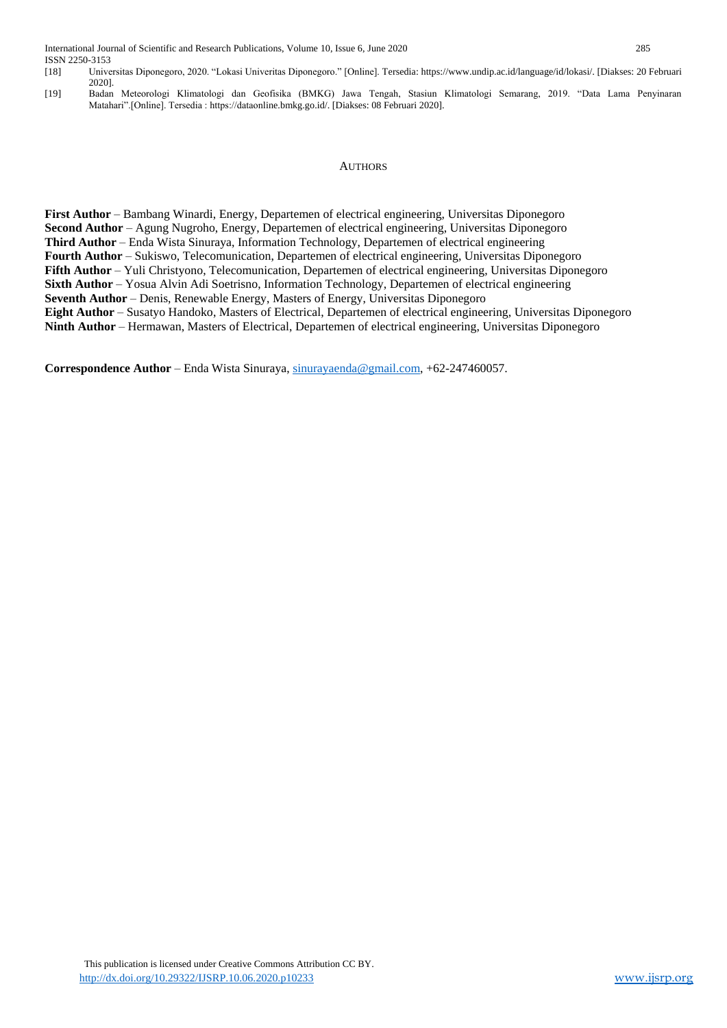[18] Universitas Diponegoro, 2020. "Lokasi Univeritas Diponegoro." [Online]. Tersedia: https://www.undip.ac.id/language/id/lokasi/. [Diakses: 20 Februari 2020].

[19] Badan Meteorologi Klimatologi dan Geofisika (BMKG) Jawa Tengah, Stasiun Klimatologi Semarang, 2019. "Data Lama Penyinaran Matahari".[Online]. Tersedia : https://dataonline.bmkg.go.id/. [Diakses: 08 Februari 2020].

## AUTHORS

**First Author** – Bambang Winardi, Energy, Departemen of electrical engineering, Universitas Diponegoro
**Second Author** – Agung Nugroho, Energy, Departemen of electrical engineering, Universitas Diponegoro
**Third Author** – Enda Wista Sinuraya, Information Technology, Departemen of electrical engineering
**Fourth Author** – Sukiswo, Telecomunication, Departemen of electrical engineering, Universitas Diponegoro
**Fifth Author** – Yuli Christyono, Telecomunication, Departemen of electrical engineering, Universitas Diponegoro
**Sixth Author** – Yosua Alvin Adi Soetrisno, Information Technology, Departemen of electrical engineering
**Seventh Author** – Denis, Renewable Energy, Masters of Energy, Universitas Diponegoro
**Eight Author** – Susatyo Handoko, Masters of Electrical, Departemen of electrical engineering, Universitas Diponegoro
**Ninth Author** – Hermawan, Masters of Electrical, Departemen of electrical engineering, Universitas Diponegoro

**Correspondence Author** – Enda Wista Sinuraya, sinurayaenda@gmail.com, +62-247460057.

This publication is licensed under Creative Commons Attribution CC BY.
http://dx.doi.org/10.29322/IJSRP.10.06.2020.p10233